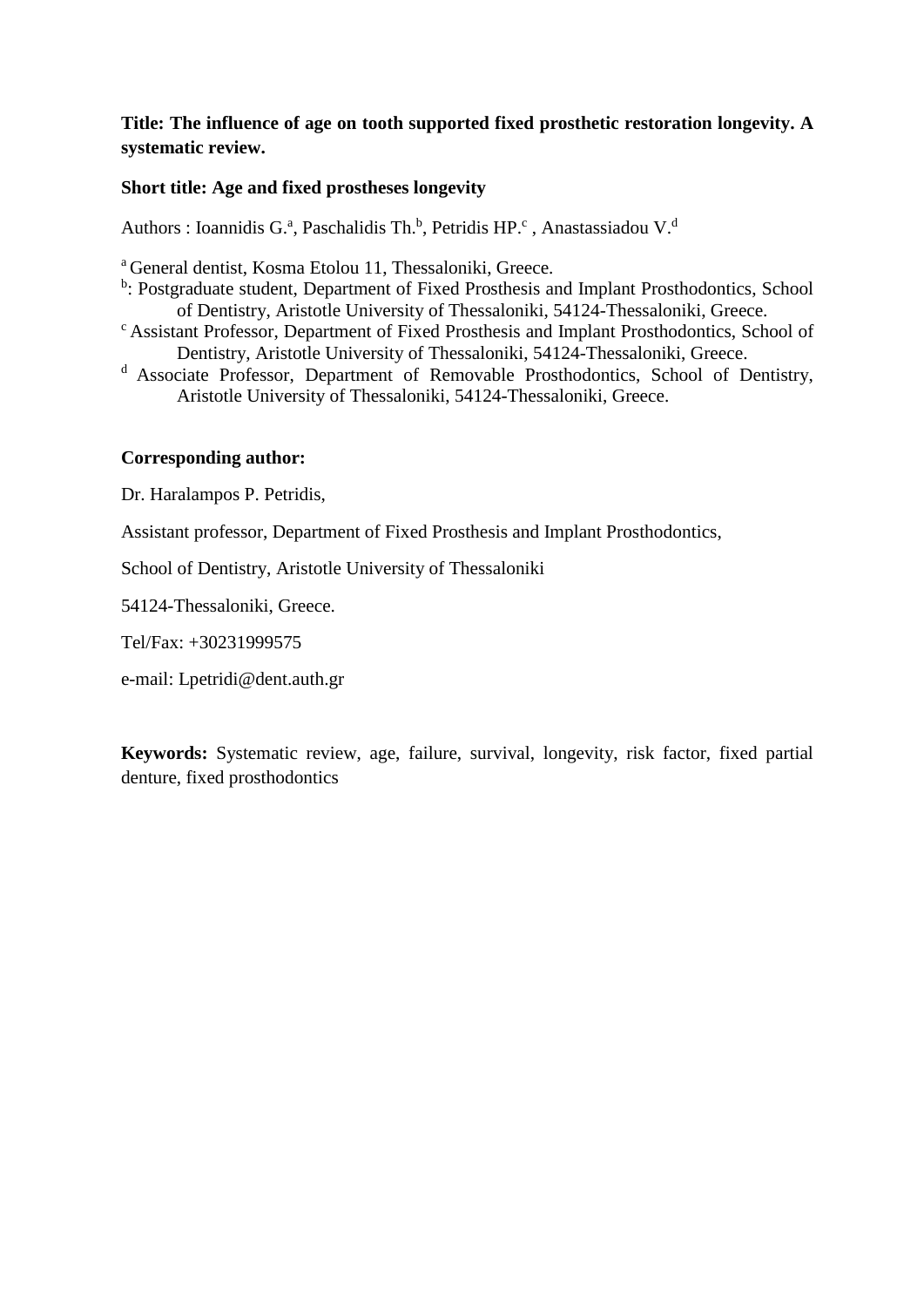**Title: The influence of age on tooth supported fixed prosthetic restoration longevity. A systematic review.**

**Short title: Age and fixed prostheses longevity**

Authors : Ioannidis G.[a], Paschalidis Th.[b], Petridis HP.[c] , Anastassiadou V.[d]

[a] General dentist, Kosma Etolou 11, Thessaloniki, Greece.
[b]: Postgraduate student, Department of Fixed Prosthesis and Implant Prosthodontics, School of Dentistry, Aristotle University of Thessaloniki, 54124-Thessaloniki, Greece.
[c] Assistant Professor, Department of Fixed Prosthesis and Implant Prosthodontics, School of Dentistry, Aristotle University of Thessaloniki, 54124-Thessaloniki, Greece.
[d] Associate Professor, Department of Removable Prosthodontics, School of Dentistry, Aristotle University of Thessaloniki, 54124-Thessaloniki, Greece.

**Corresponding author:**

Dr. Haralampos P. Petridis,

Assistant professor, Department of Fixed Prosthesis and Implant Prosthodontics,

School of Dentistry, Aristotle University of Thessaloniki

54124-Thessaloniki, Greece.

Tel/Fax: +30231999575

e-mail: Lpetridi@dent.auth.gr

**Keywords:** Systematic review, age, failure, survival, longevity, risk factor, fixed partial denture, fixed prosthodontics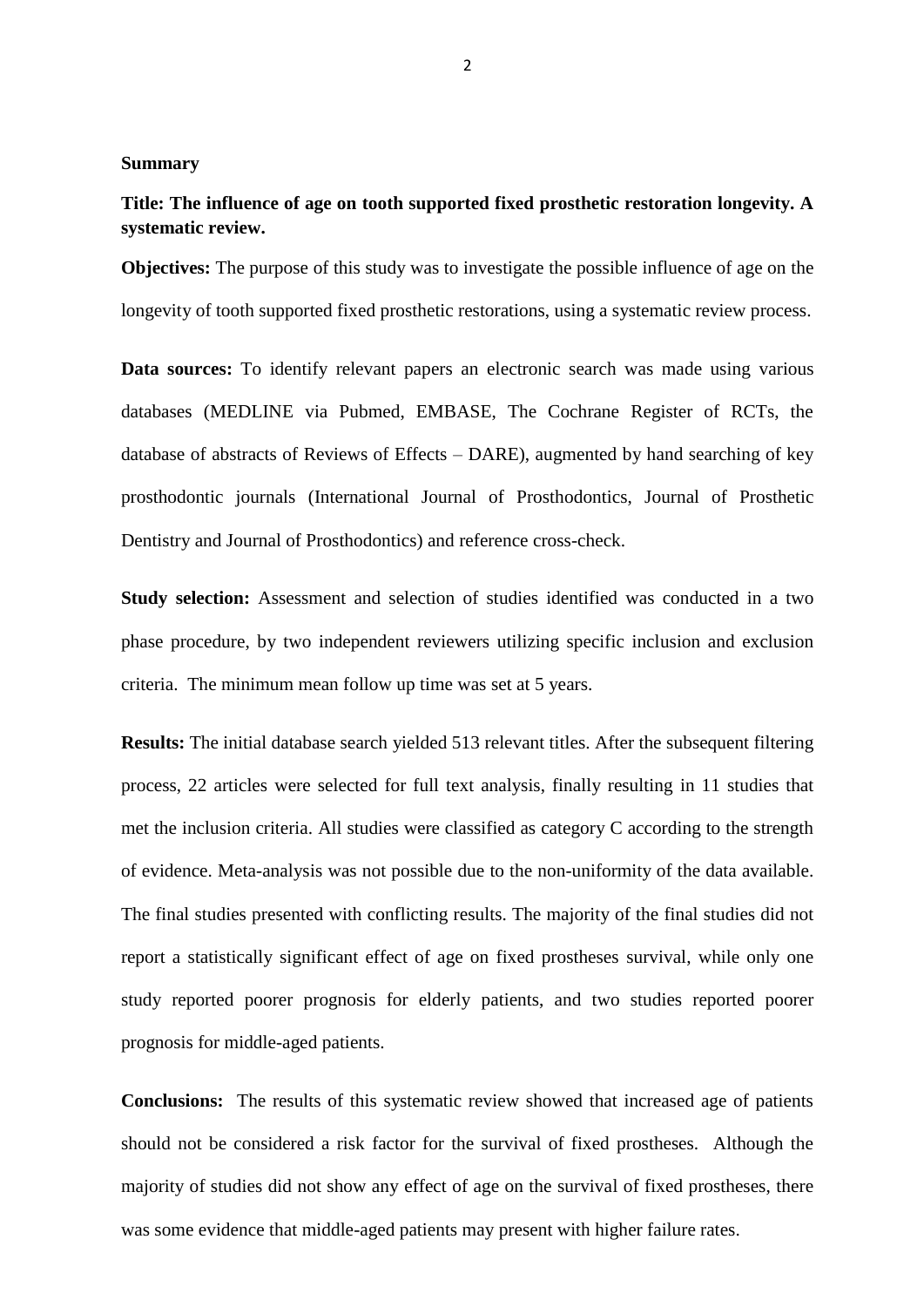## Summary

**Title: The influence of age on tooth supported fixed prosthetic restoration longevity. A systematic review.**

**Objectives:** The purpose of this study was to investigate the possible influence of age on the longevity of tooth supported fixed prosthetic restorations, using a systematic review process.

**Data sources:** To identify relevant papers an electronic search was made using various databases (MEDLINE via Pubmed, EMBASE, The Cochrane Register of RCTs, the database of abstracts of Reviews of Effects – DARE), augmented by hand searching of key prosthodontic journals (International Journal of Prosthodontics, Journal of Prosthetic Dentistry and Journal of Prosthodontics) and reference cross-check.

**Study selection:** Assessment and selection of studies identified was conducted in a two phase procedure, by two independent reviewers utilizing specific inclusion and exclusion criteria. The minimum mean follow up time was set at 5 years.

**Results:** The initial database search yielded 513 relevant titles. After the subsequent filtering process, 22 articles were selected for full text analysis, finally resulting in 11 studies that met the inclusion criteria. All studies were classified as category C according to the strength of evidence. Meta-analysis was not possible due to the non-uniformity of the data available. The final studies presented with conflicting results. The majority of the final studies did not report a statistically significant effect of age on fixed prostheses survival, while only one study reported poorer prognosis for elderly patients, and two studies reported poorer prognosis for middle-aged patients.

**Conclusions:** The results of this systematic review showed that increased age of patients should not be considered a risk factor for the survival of fixed prostheses. Although the majority of studies did not show any effect of age on the survival of fixed prostheses, there was some evidence that middle-aged patients may present with higher failure rates.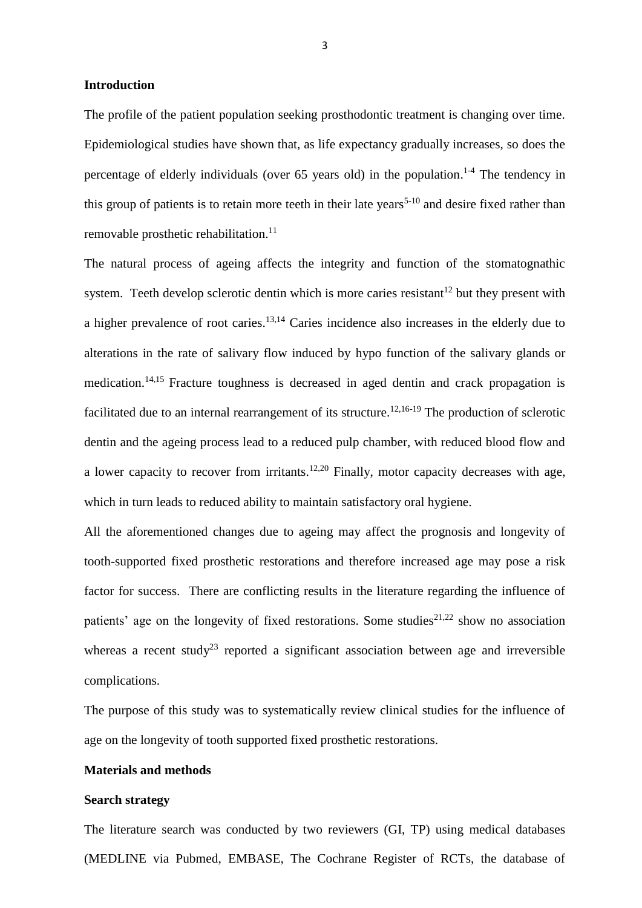## Introduction

The profile of the patient population seeking prosthodontic treatment is changing over time. Epidemiological studies have shown that, as life expectancy gradually increases, so does the percentage of elderly individuals (over 65 years old) in the population.[1-4] The tendency in this group of patients is to retain more teeth in their late years[5-10] and desire fixed rather than removable prosthetic rehabilitation.[11]

The natural process of ageing affects the integrity and function of the stomatognathic system. Teeth develop sclerotic dentin which is more caries resistant[12] but they present with a higher prevalence of root caries.[13,14] Caries incidence also increases in the elderly due to alterations in the rate of salivary flow induced by hypo function of the salivary glands or medication.[14,15] Fracture toughness is decreased in aged dentin and crack propagation is facilitated due to an internal rearrangement of its structure.[12,16-19] The production of sclerotic dentin and the ageing process lead to a reduced pulp chamber, with reduced blood flow and a lower capacity to recover from irritants.[12,20] Finally, motor capacity decreases with age, which in turn leads to reduced ability to maintain satisfactory oral hygiene.

All the aforementioned changes due to ageing may affect the prognosis and longevity of tooth-supported fixed prosthetic restorations and therefore increased age may pose a risk factor for success. There are conflicting results in the literature regarding the influence of patients' age on the longevity of fixed restorations. Some studies[21,22] show no association whereas a recent study[23] reported a significant association between age and irreversible complications.

The purpose of this study was to systematically review clinical studies for the influence of age on the longevity of tooth supported fixed prosthetic restorations.

## Materials and methods

### Search strategy

The literature search was conducted by two reviewers (GI, TP) using medical databases (MEDLINE via Pubmed, EMBASE, The Cochrane Register of RCTs, the database of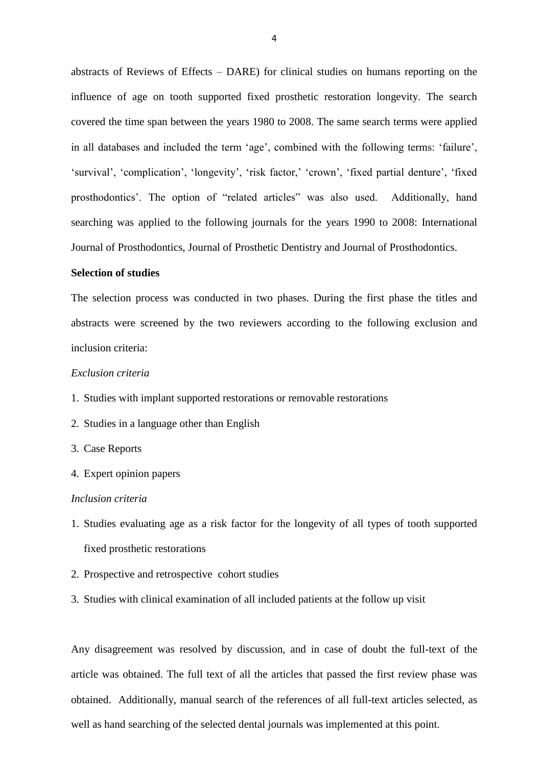abstracts of Reviews of Effects – DARE) for clinical studies on humans reporting on the influence of age on tooth supported fixed prosthetic restoration longevity. The search covered the time span between the years 1980 to 2008. The same search terms were applied in all databases and included the term 'age', combined with the following terms: 'failure', 'survival', 'complication', 'longevity', 'risk factor,' 'crown', 'fixed partial denture', 'fixed prosthodontics'. The option of "related articles" was also used. Additionally, hand searching was applied to the following journals for the years 1990 to 2008: International Journal of Prosthodontics, Journal of Prosthetic Dentistry and Journal of Prosthodontics.

**Selection of studies**

The selection process was conducted in two phases. During the first phase the titles and abstracts were screened by the two reviewers according to the following exclusion and inclusion criteria:

*Exclusion criteria*

1. Studies with implant supported restorations or removable restorations
2. Studies in a language other than English
3. Case Reports
4. Expert opinion papers

*Inclusion criteria*

1. Studies evaluating age as a risk factor for the longevity of all types of tooth supported fixed prosthetic restorations
2. Prospective and retrospective cohort studies
3. Studies with clinical examination of all included patients at the follow up visit

Any disagreement was resolved by discussion, and in case of doubt the full-text of the article was obtained. The full text of all the articles that passed the first review phase was obtained. Additionally, manual search of the references of all full-text articles selected, as well as hand searching of the selected dental journals was implemented at this point.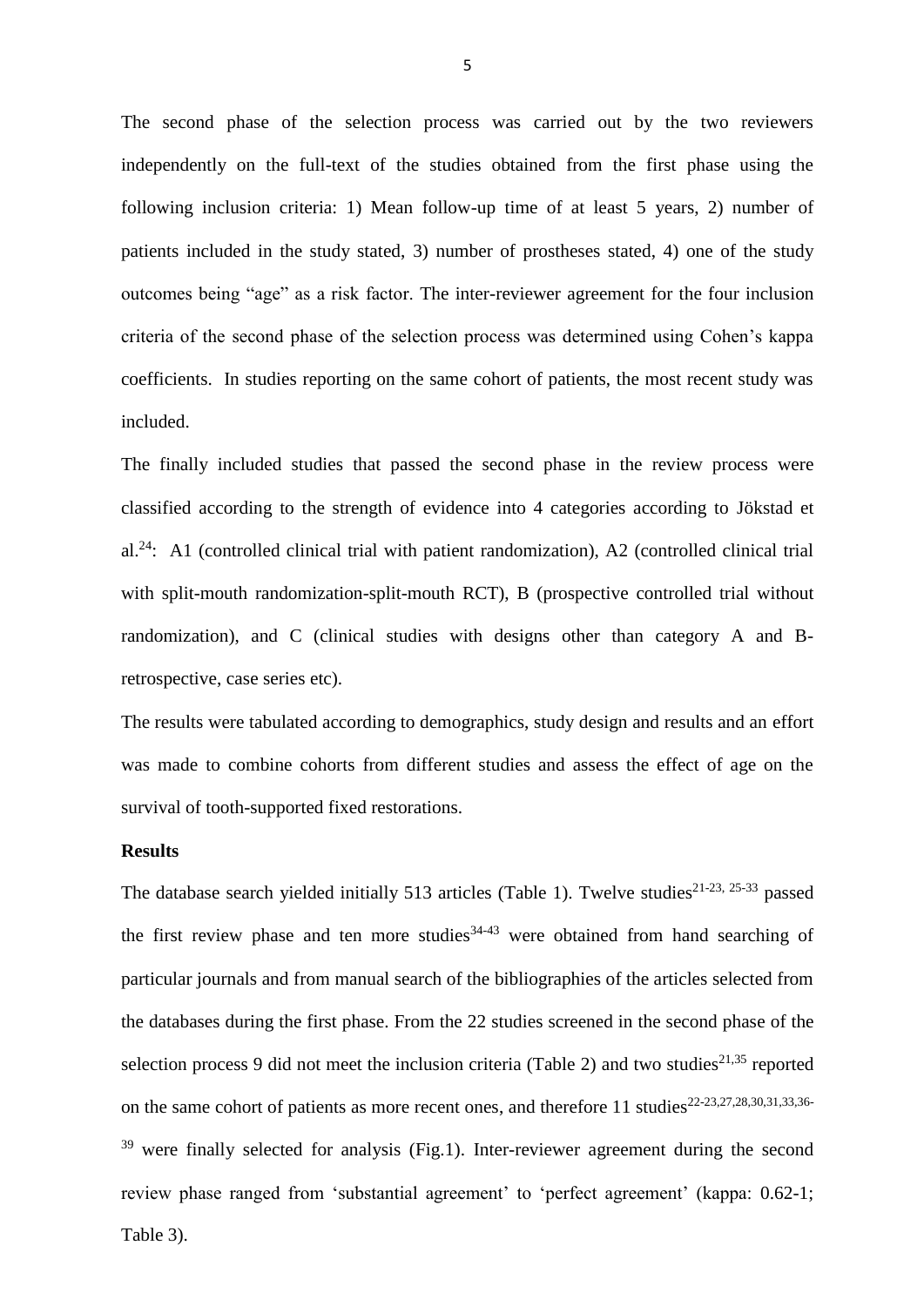The second phase of the selection process was carried out by the two reviewers independently on the full-text of the studies obtained from the first phase using the following inclusion criteria: 1) Mean follow-up time of at least 5 years, 2) number of patients included in the study stated, 3) number of prostheses stated, 4) one of the study outcomes being "age" as a risk factor. The inter-reviewer agreement for the four inclusion criteria of the second phase of the selection process was determined using Cohen's kappa coefficients. In studies reporting on the same cohort of patients, the most recent study was included.

The finally included studies that passed the second phase in the review process were classified according to the strength of evidence into 4 categories according to Jökstad et al.[24]: A1 (controlled clinical trial with patient randomization), A2 (controlled clinical trial with split-mouth randomization-split-mouth RCT), B (prospective controlled trial without randomization), and C (clinical studies with designs other than category A and B-retrospective, case series etc).

The results were tabulated according to demographics, study design and results and an effort was made to combine cohorts from different studies and assess the effect of age on the survival of tooth-supported fixed restorations.

**Results**

The database search yielded initially 513 articles (Table 1). Twelve studies[21-23, 25-33] passed the first review phase and ten more studies[34-43] were obtained from hand searching of particular journals and from manual search of the bibliographies of the articles selected from the databases during the first phase. From the 22 studies screened in the second phase of the selection process 9 did not meet the inclusion criteria (Table 2) and two studies[21,35] reported on the same cohort of patients as more recent ones, and therefore 11 studies[22-23,27,28,30,31,33,36-39] were finally selected for analysis (Fig.1). Inter-reviewer agreement during the second review phase ranged from 'substantial agreement' to 'perfect agreement' (kappa: 0.62-1; Table 3).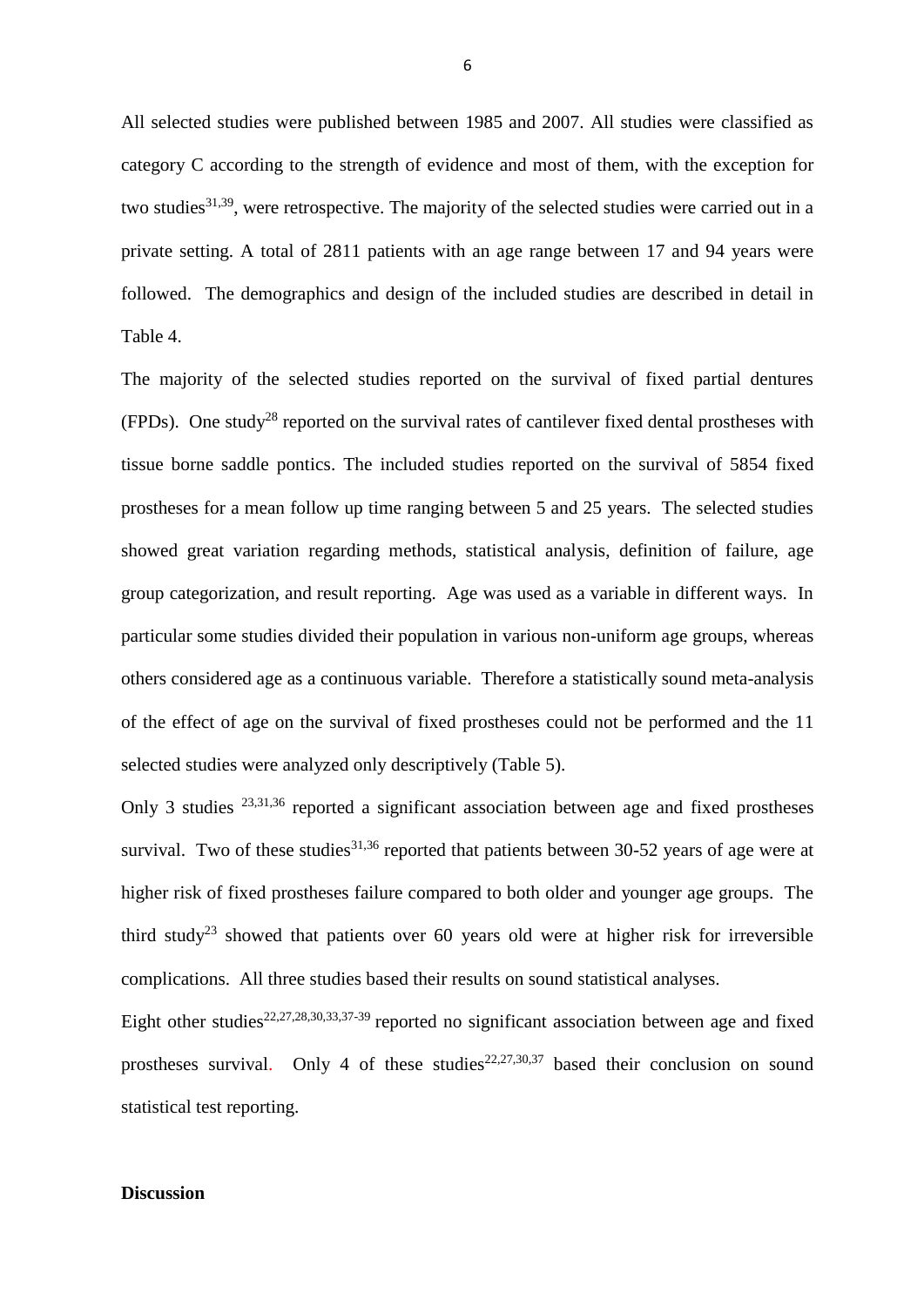All selected studies were published between 1985 and 2007. All studies were classified as category C according to the strength of evidence and most of them, with the exception for two studies[31,39], were retrospective. The majority of the selected studies were carried out in a private setting. A total of 2811 patients with an age range between 17 and 94 years were followed. The demographics and design of the included studies are described in detail in Table 4.

The majority of the selected studies reported on the survival of fixed partial dentures (FPDs). One study[28] reported on the survival rates of cantilever fixed dental prostheses with tissue borne saddle pontics. The included studies reported on the survival of 5854 fixed prostheses for a mean follow up time ranging between 5 and 25 years. The selected studies showed great variation regarding methods, statistical analysis, definition of failure, age group categorization, and result reporting. Age was used as a variable in different ways. In particular some studies divided their population in various non-uniform age groups, whereas others considered age as a continuous variable. Therefore a statistically sound meta-analysis of the effect of age on the survival of fixed prostheses could not be performed and the 11 selected studies were analyzed only descriptively (Table 5).

Only 3 studies [23,31,36] reported a significant association between age and fixed prostheses survival. Two of these studies[31,36] reported that patients between 30-52 years of age were at higher risk of fixed prostheses failure compared to both older and younger age groups. The third study[23] showed that patients over 60 years old were at higher risk for irreversible complications. All three studies based their results on sound statistical analyses.

Eight other studies[22,27,28,30,33,37-39] reported no significant association between age and fixed prostheses survival. Only 4 of these studies[22,27,30,37] based their conclusion on sound statistical test reporting.

## Discussion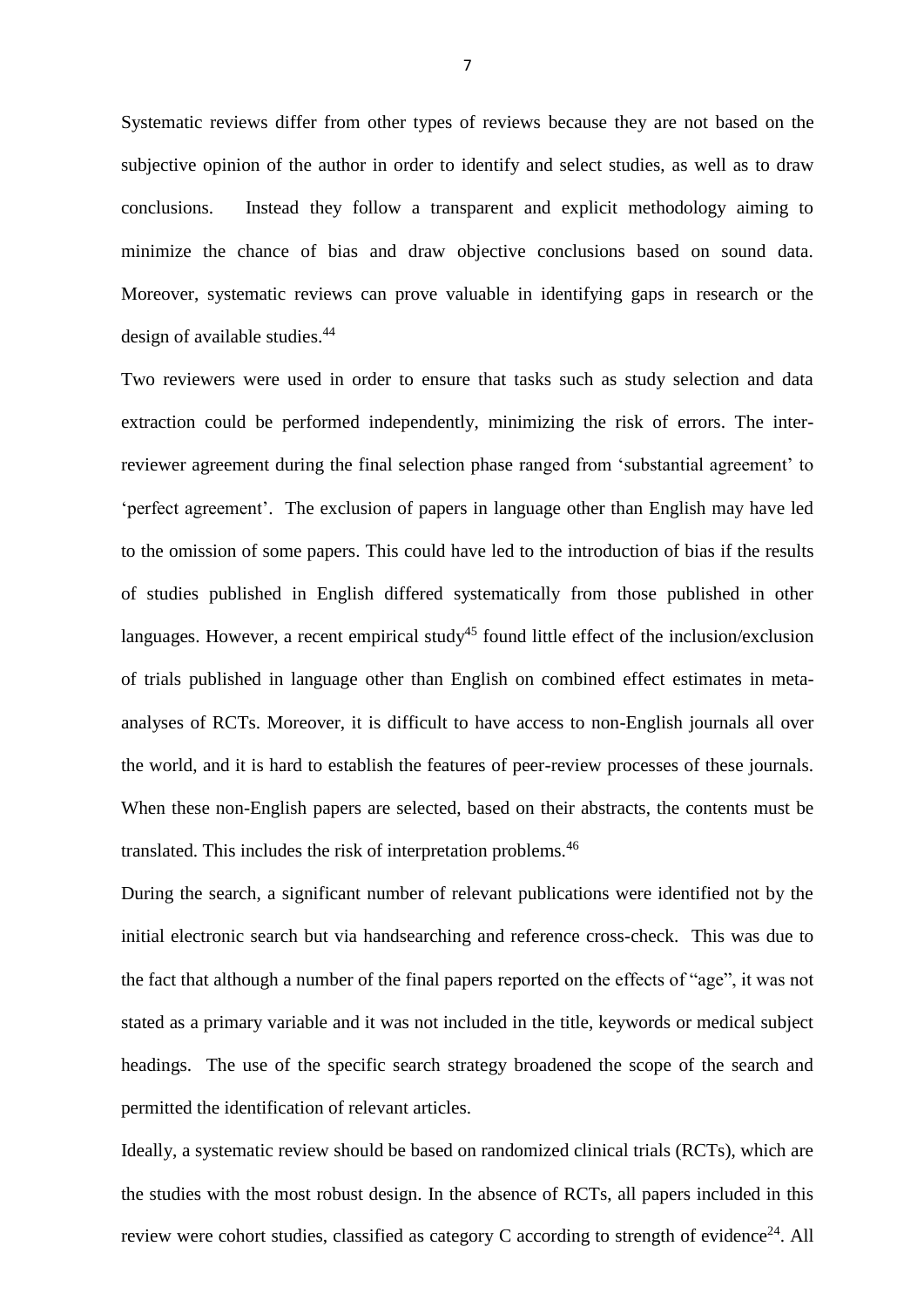Systematic reviews differ from other types of reviews because they are not based on the subjective opinion of the author in order to identify and select studies, as well as to draw conclusions. Instead they follow a transparent and explicit methodology aiming to minimize the chance of bias and draw objective conclusions based on sound data. Moreover, systematic reviews can prove valuable in identifying gaps in research or the design of available studies.[44]

Two reviewers were used in order to ensure that tasks such as study selection and data extraction could be performed independently, minimizing the risk of errors. The inter-reviewer agreement during the final selection phase ranged from 'substantial agreement' to 'perfect agreement'. The exclusion of papers in language other than English may have led to the omission of some papers. This could have led to the introduction of bias if the results of studies published in English differed systematically from those published in other languages. However, a recent empirical study[45] found little effect of the inclusion/exclusion of trials published in language other than English on combined effect estimates in meta-analyses of RCTs. Moreover, it is difficult to have access to non-English journals all over the world, and it is hard to establish the features of peer-review processes of these journals. When these non-English papers are selected, based on their abstracts, the contents must be translated. This includes the risk of interpretation problems.[46]

During the search, a significant number of relevant publications were identified not by the initial electronic search but via handsearching and reference cross-check. This was due to the fact that although a number of the final papers reported on the effects of "age", it was not stated as a primary variable and it was not included in the title, keywords or medical subject headings. The use of the specific search strategy broadened the scope of the search and permitted the identification of relevant articles.

Ideally, a systematic review should be based on randomized clinical trials (RCTs), which are the studies with the most robust design. In the absence of RCTs, all papers included in this review were cohort studies, classified as category C according to strength of evidence[24]. All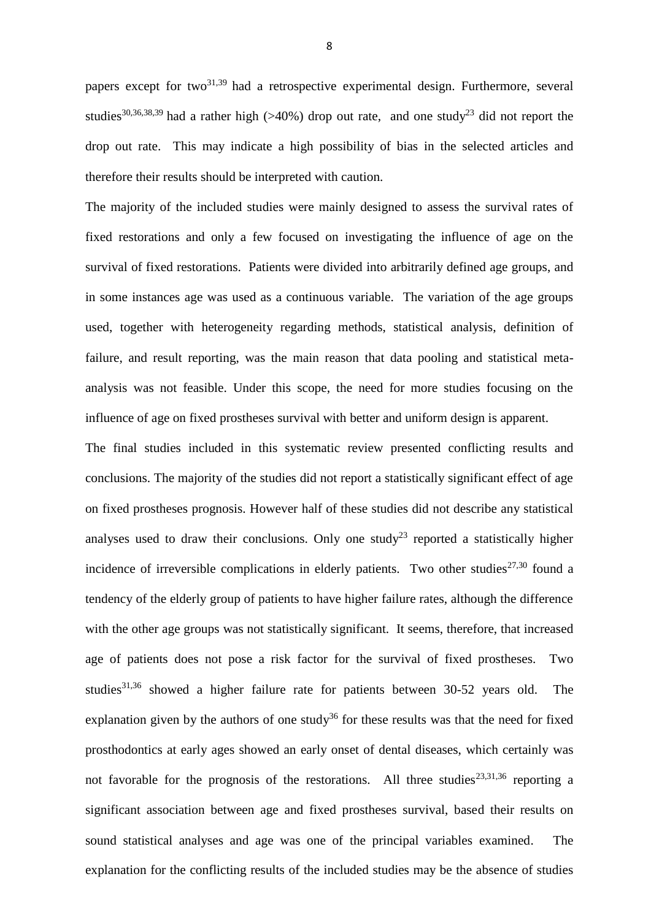papers except for two[31,39] had a retrospective experimental design. Furthermore, several studies[30,36,38,39] had a rather high (>40%) drop out rate, and one study[23] did not report the drop out rate. This may indicate a high possibility of bias in the selected articles and therefore their results should be interpreted with caution.

The majority of the included studies were mainly designed to assess the survival rates of fixed restorations and only a few focused on investigating the influence of age on the survival of fixed restorations. Patients were divided into arbitrarily defined age groups, and in some instances age was used as a continuous variable. The variation of the age groups used, together with heterogeneity regarding methods, statistical analysis, definition of failure, and result reporting, was the main reason that data pooling and statistical meta-analysis was not feasible. Under this scope, the need for more studies focusing on the influence of age on fixed prostheses survival with better and uniform design is apparent.

The final studies included in this systematic review presented conflicting results and conclusions. The majority of the studies did not report a statistically significant effect of age on fixed prostheses prognosis. However half of these studies did not describe any statistical analyses used to draw their conclusions. Only one study[23] reported a statistically higher incidence of irreversible complications in elderly patients. Two other studies[27,30] found a tendency of the elderly group of patients to have higher failure rates, although the difference with the other age groups was not statistically significant. It seems, therefore, that increased age of patients does not pose a risk factor for the survival of fixed prostheses. Two studies[31,36] showed a higher failure rate for patients between 30-52 years old. The explanation given by the authors of one study[36] for these results was that the need for fixed prosthodontics at early ages showed an early onset of dental diseases, which certainly was not favorable for the prognosis of the restorations. All three studies[23,31,36] reporting a significant association between age and fixed prostheses survival, based their results on sound statistical analyses and age was one of the principal variables examined. The explanation for the conflicting results of the included studies may be the absence of studies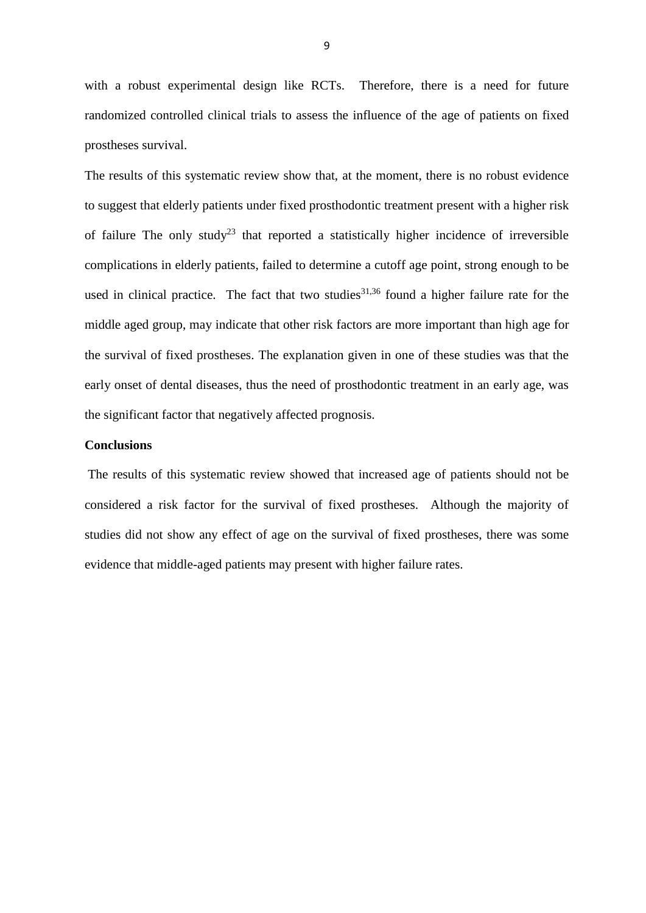with a robust experimental design like RCTs. Therefore, there is a need for future randomized controlled clinical trials to assess the influence of the age of patients on fixed prostheses survival.

The results of this systematic review show that, at the moment, there is no robust evidence to suggest that elderly patients under fixed prosthodontic treatment present with a higher risk of failure The only study[23] that reported a statistically higher incidence of irreversible complications in elderly patients, failed to determine a cutoff age point, strong enough to be used in clinical practice. The fact that two studies[31,36] found a higher failure rate for the middle aged group, may indicate that other risk factors are more important than high age for the survival of fixed prostheses. The explanation given in one of these studies was that the early onset of dental diseases, thus the need of prosthodontic treatment in an early age, was the significant factor that negatively affected prognosis.

**Conclusions**

The results of this systematic review showed that increased age of patients should not be considered a risk factor for the survival of fixed prostheses. Although the majority of studies did not show any effect of age on the survival of fixed prostheses, there was some evidence that middle-aged patients may present with higher failure rates.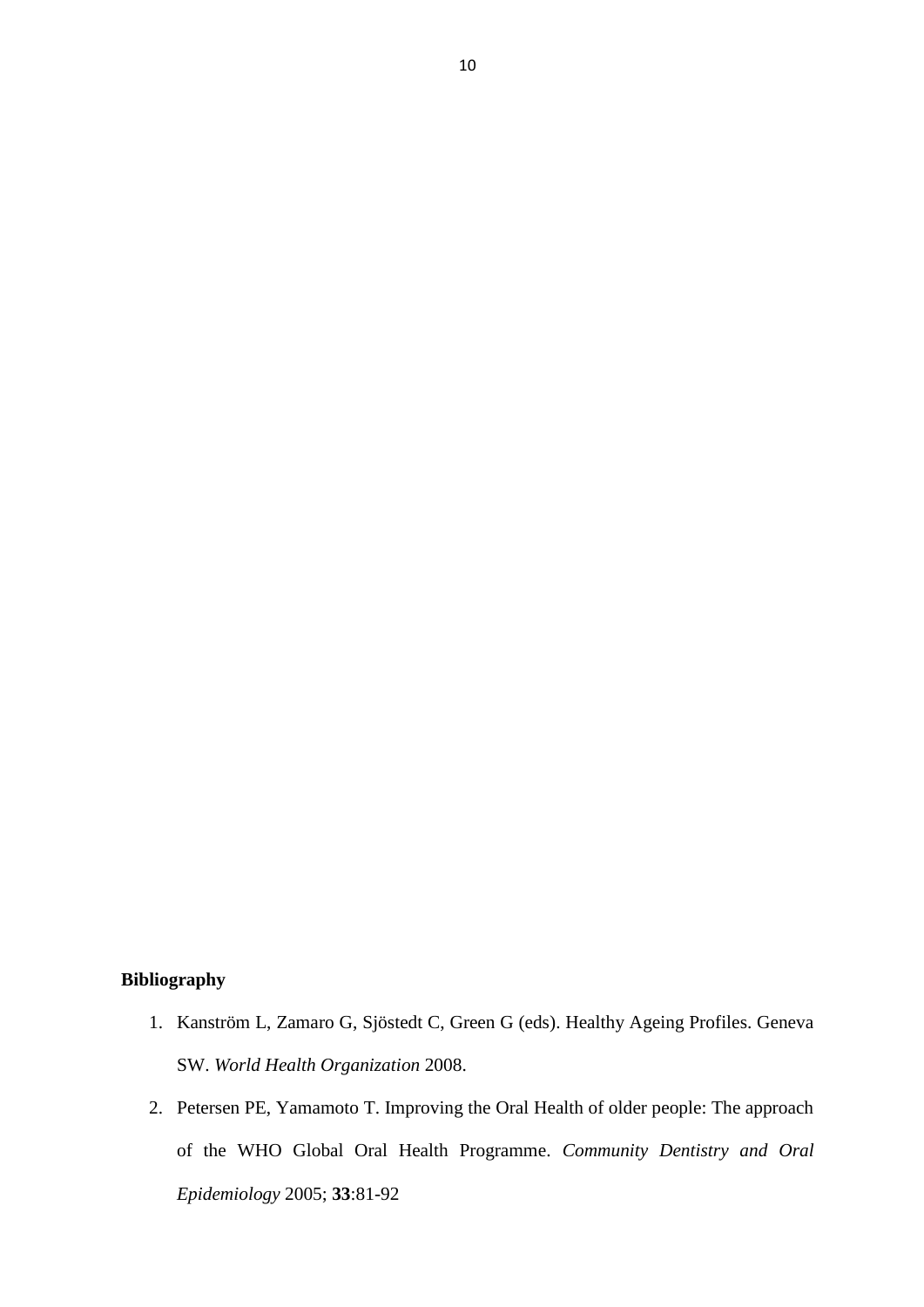**Bibliography**

1. Kanström L, Zamaro G, Sjöstedt C, Green G (eds). Healthy Ageing Profiles. Geneva SW. *World Health Organization* 2008.
2. Petersen PE, Yamamoto T. Improving the Oral Health of older people: The approach of the WHO Global Oral Health Programme. *Community Dentistry and Oral Epidemiology* 2005; **33**:81-92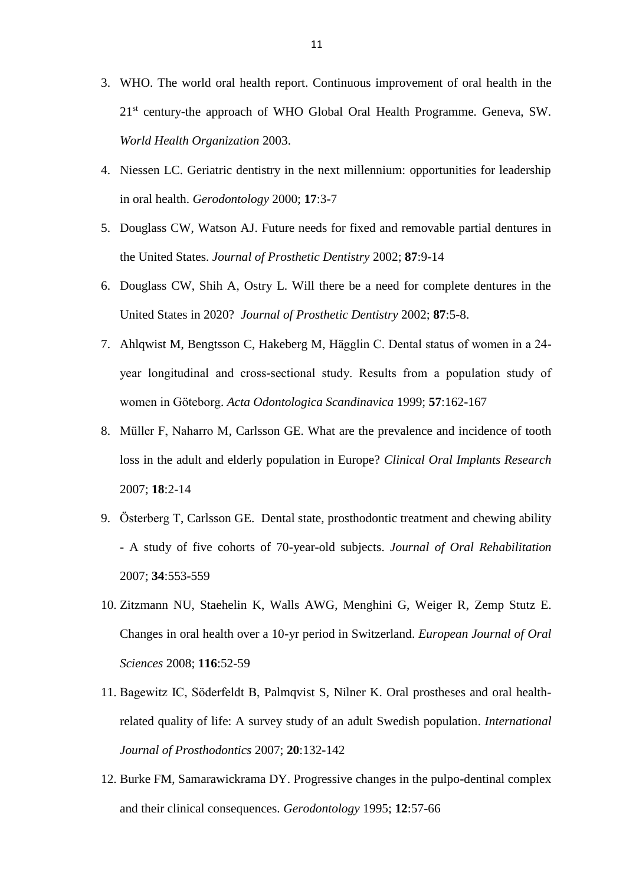3. WHO. The world oral health report. Continuous improvement of oral health in the 21st century-the approach of WHO Global Oral Health Programme. Geneva, SW. *World Health Organization* 2003.
4. Niessen LC. Geriatric dentistry in the next millennium: opportunities for leadership in oral health. *Gerodontology* 2000; **17**:3-7
5. Douglass CW, Watson AJ. Future needs for fixed and removable partial dentures in the United States. *Journal of Prosthetic Dentistry* 2002; **87**:9-14
6. Douglass CW, Shih A, Ostry L. Will there be a need for complete dentures in the United States in 2020? *Journal of Prosthetic Dentistry* 2002; **87**:5-8.
7. Ahlqwist M, Bengtsson C, Hakeberg M, Hägglin C. Dental status of women in a 24-year longitudinal and cross-sectional study. Results from a population study of women in Göteborg. *Acta Odontologica Scandinavica* 1999; **57**:162-167
8. Müller F, Naharro M, Carlsson GE. What are the prevalence and incidence of tooth loss in the adult and elderly population in Europe? *Clinical Oral Implants Research* 2007; **18**:2-14
9. Österberg T, Carlsson GE. Dental state, prosthodontic treatment and chewing ability - A study of five cohorts of 70-year-old subjects. *Journal of Oral Rehabilitation* 2007; **34**:553-559
10. Zitzmann NU, Staehelin K, Walls AWG, Menghini G, Weiger R, Zemp Stutz E. Changes in oral health over a 10-yr period in Switzerland. *European Journal of Oral Sciences* 2008; **116**:52-59
11. Bagewitz IC, Söderfeldt B, Palmqvist S, Nilner K. Oral prostheses and oral health-related quality of life: A survey study of an adult Swedish population. *International Journal of Prosthodontics* 2007; **20**:132-142
12. Burke FM, Samarawickrama DY. Progressive changes in the pulpo-dentinal complex and their clinical consequences. *Gerodontology* 1995; **12**:57-66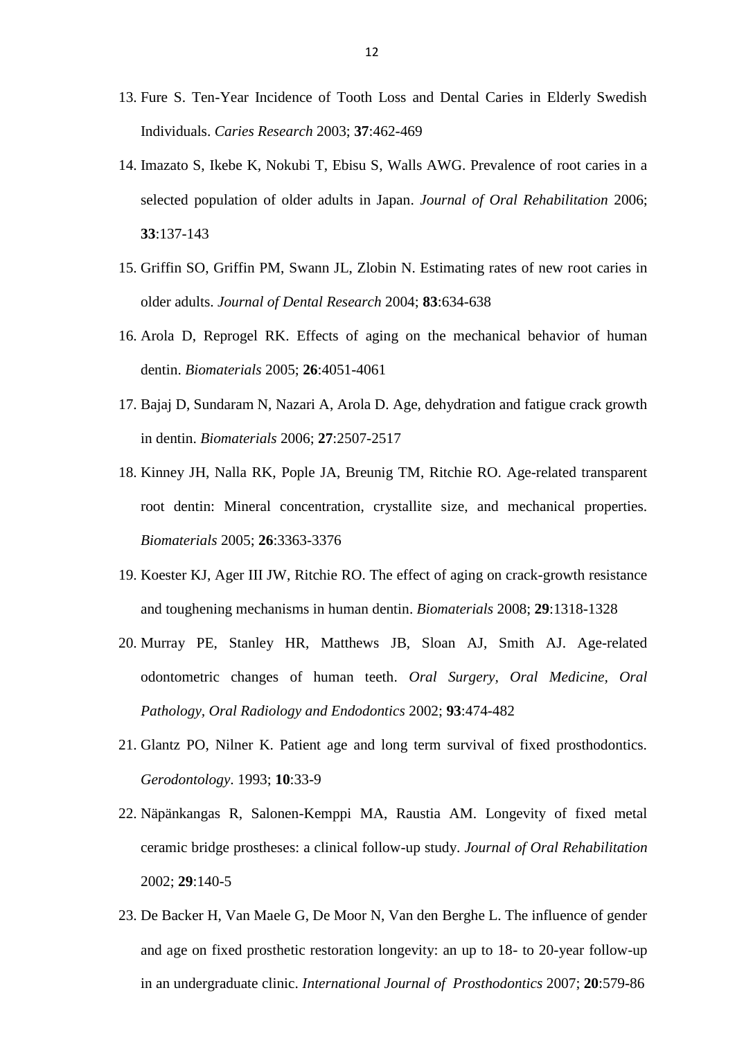13. Fure S. Ten-Year Incidence of Tooth Loss and Dental Caries in Elderly Swedish Individuals. *Caries Research* 2003; **37**:462-469
14. Imazato S, Ikebe K, Nokubi T, Ebisu S, Walls AWG. Prevalence of root caries in a selected population of older adults in Japan. *Journal of Oral Rehabilitation* 2006; **33**:137-143
15. Griffin SO, Griffin PM, Swann JL, Zlobin N. Estimating rates of new root caries in older adults. *Journal of Dental Research* 2004; **83**:634-638
16. Arola D, Reprogel RK. Effects of aging on the mechanical behavior of human dentin. *Biomaterials* 2005; **26**:4051-4061
17. Bajaj D, Sundaram N, Nazari A, Arola D. Age, dehydration and fatigue crack growth in dentin. *Biomaterials* 2006; **27**:2507-2517
18. Kinney JH, Nalla RK, Pople JA, Breunig TM, Ritchie RO. Age-related transparent root dentin: Mineral concentration, crystallite size, and mechanical properties. *Biomaterials* 2005; **26**:3363-3376
19. Koester KJ, Ager III JW, Ritchie RO. The effect of aging on crack-growth resistance and toughening mechanisms in human dentin. *Biomaterials* 2008; **29**:1318-1328
20. Murray PE, Stanley HR, Matthews JB, Sloan AJ, Smith AJ. Age-related odontometric changes of human teeth. *Oral Surgery, Oral Medicine, Oral Pathology, Oral Radiology and Endodontics* 2002; **93**:474-482
21. Glantz PO, Nilner K. Patient age and long term survival of fixed prosthodontics. *Gerodontology*. 1993; **10**:33-9
22. Näpänkangas R, Salonen-Kemppi MA, Raustia AM. Longevity of fixed metal ceramic bridge prostheses: a clinical follow-up study. *Journal of Oral Rehabilitation* 2002; **29**:140-5
23. De Backer H, Van Maele G, De Moor N, Van den Berghe L. The influence of gender and age on fixed prosthetic restoration longevity: an up to 18- to 20-year follow-up in an undergraduate clinic. *International Journal of Prosthodontics* 2007; **20**:579-86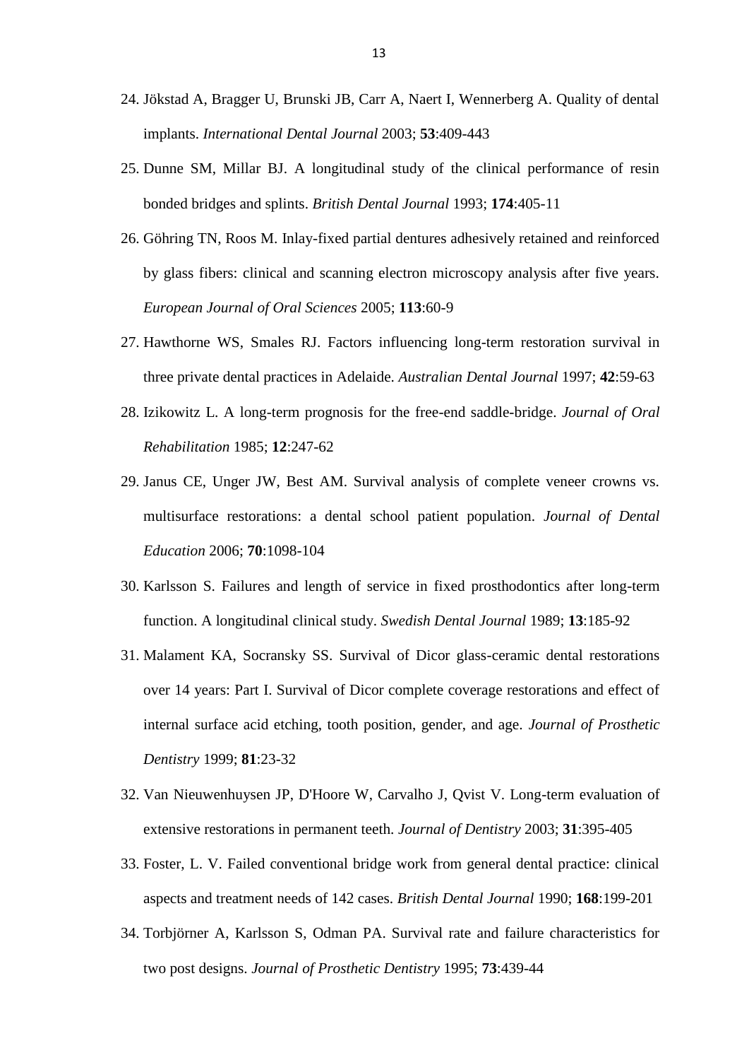24. Jökstad A, Bragger U, Brunski JB, Carr A, Naert I, Wennerberg A. Quality of dental implants. *International Dental Journal* 2003; **53**:409-443
25. Dunne SM, Millar BJ. A longitudinal study of the clinical performance of resin bonded bridges and splints. *British Dental Journal* 1993; **174**:405-11
26. Göhring TN, Roos M. Inlay-fixed partial dentures adhesively retained and reinforced by glass fibers: clinical and scanning electron microscopy analysis after five years. *European Journal of Oral Sciences* 2005; **113**:60-9
27. Hawthorne WS, Smales RJ. Factors influencing long-term restoration survival in three private dental practices in Adelaide. *Australian Dental Journal* 1997; **42**:59-63
28. Izikowitz L. A long-term prognosis for the free-end saddle-bridge. *Journal of Oral Rehabilitation* 1985; **12**:247-62
29. Janus CE, Unger JW, Best AM. Survival analysis of complete veneer crowns vs. multisurface restorations: a dental school patient population. *Journal of Dental Education* 2006; **70**:1098-104
30. Karlsson S. Failures and length of service in fixed prosthodontics after long-term function. A longitudinal clinical study. *Swedish Dental Journal* 1989; **13**:185-92
31. Malament KA, Socransky SS. Survival of Dicor glass-ceramic dental restorations over 14 years: Part I. Survival of Dicor complete coverage restorations and effect of internal surface acid etching, tooth position, gender, and age. *Journal of Prosthetic Dentistry* 1999; **81**:23-32
32. Van Nieuwenhuysen JP, D'Hoore W, Carvalho J, Qvist V. Long-term evaluation of extensive restorations in permanent teeth. *Journal of Dentistry* 2003; **31**:395-405
33. Foster, L. V. Failed conventional bridge work from general dental practice: clinical aspects and treatment needs of 142 cases. *British Dental Journal* 1990; **168**:199-201
34. Torbjörner A, Karlsson S, Odman PA. Survival rate and failure characteristics for two post designs. *Journal of Prosthetic Dentistry* 1995; **73**:439-44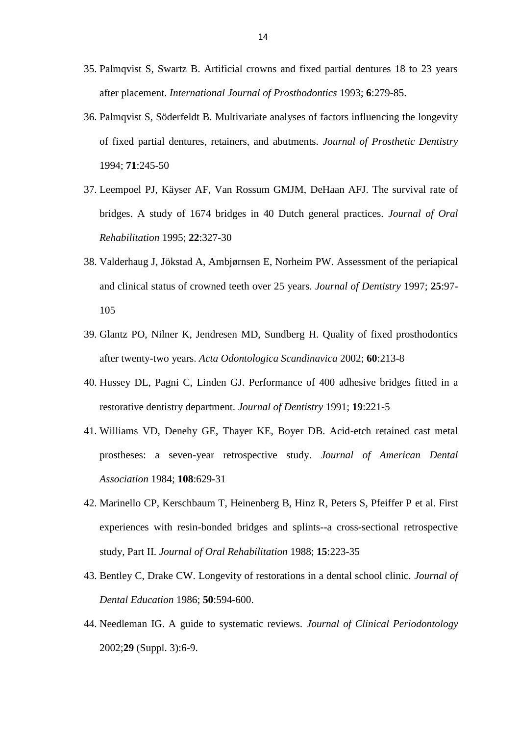35. Palmqvist S, Swartz B. Artificial crowns and fixed partial dentures 18 to 23 years after placement. *International Journal of Prosthodontics* 1993; **6**:279-85.

36. Palmqvist S, Söderfeldt B. Multivariate analyses of factors influencing the longevity of fixed partial dentures, retainers, and abutments. *Journal of Prosthetic Dentistry* 1994; **71**:245-50

37. Leempoel PJ, Käyser AF, Van Rossum GMJM, DeHaan AFJ. The survival rate of bridges. A study of 1674 bridges in 40 Dutch general practices. *Journal of Oral Rehabilitation* 1995; **22**:327-30

38. Valderhaug J, Jökstad A, Ambjørnsen E, Norheim PW. Assessment of the periapical and clinical status of crowned teeth over 25 years. *Journal of Dentistry* 1997; **25**:97-105

39. Glantz PO, Nilner K, Jendresen MD, Sundberg H. Quality of fixed prosthodontics after twenty-two years. *Acta Odontologica Scandinavica* 2002; **60**:213-8

40. Hussey DL, Pagni C, Linden GJ. Performance of 400 adhesive bridges fitted in a restorative dentistry department. *Journal of Dentistry* 1991; **19**:221-5

41. Williams VD, Denehy GE, Thayer KE, Boyer DB. Acid-etch retained cast metal prostheses: a seven-year retrospective study. *Journal of American Dental Association* 1984; **108**:629-31

42. Marinello CP, Kerschbaum T, Heinenberg B, Hinz R, Peters S, Pfeiffer P et al. First experiences with resin-bonded bridges and splints--a cross-sectional retrospective study, Part II. *Journal of Oral Rehabilitation* 1988; **15**:223-35

43. Bentley C, Drake CW. Longevity of restorations in a dental school clinic. *Journal of Dental Education* 1986; **50**:594-600.

44. Needleman IG. A guide to systematic reviews. *Journal of Clinical Periodontology* 2002;**29** (Suppl. 3):6-9.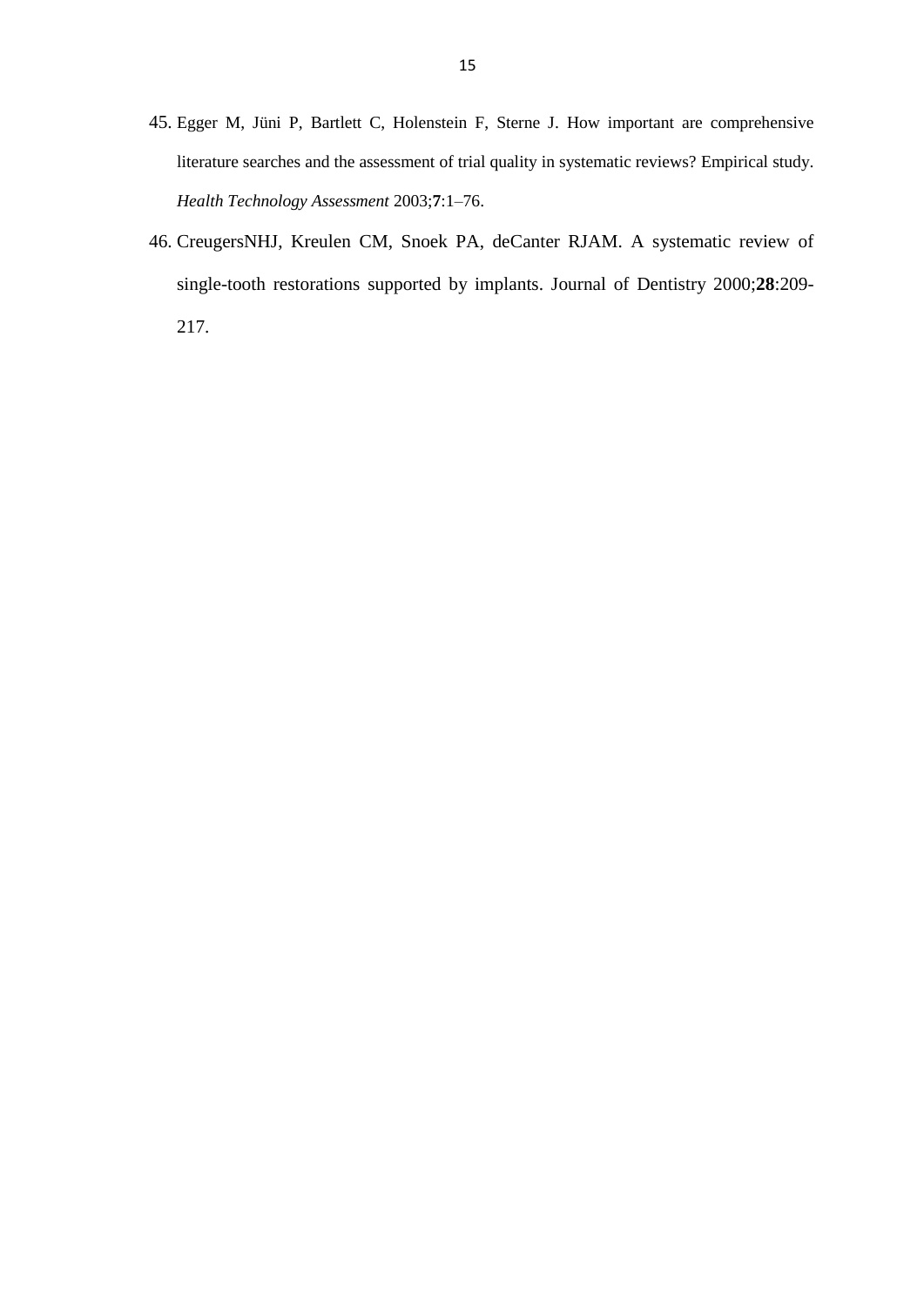45. Egger M, Jüni P, Bartlett C, Holenstein F, Sterne J. How important are comprehensive literature searches and the assessment of trial quality in systematic reviews? Empirical study. *Health Technology Assessment* 2003;**7**:1–76.
46. CreugersNHJ, Kreulen CM, Snoek PA, deCanter RJAM. A systematic review of single-tooth restorations supported by implants. Journal of Dentistry 2000;**28**:209-217.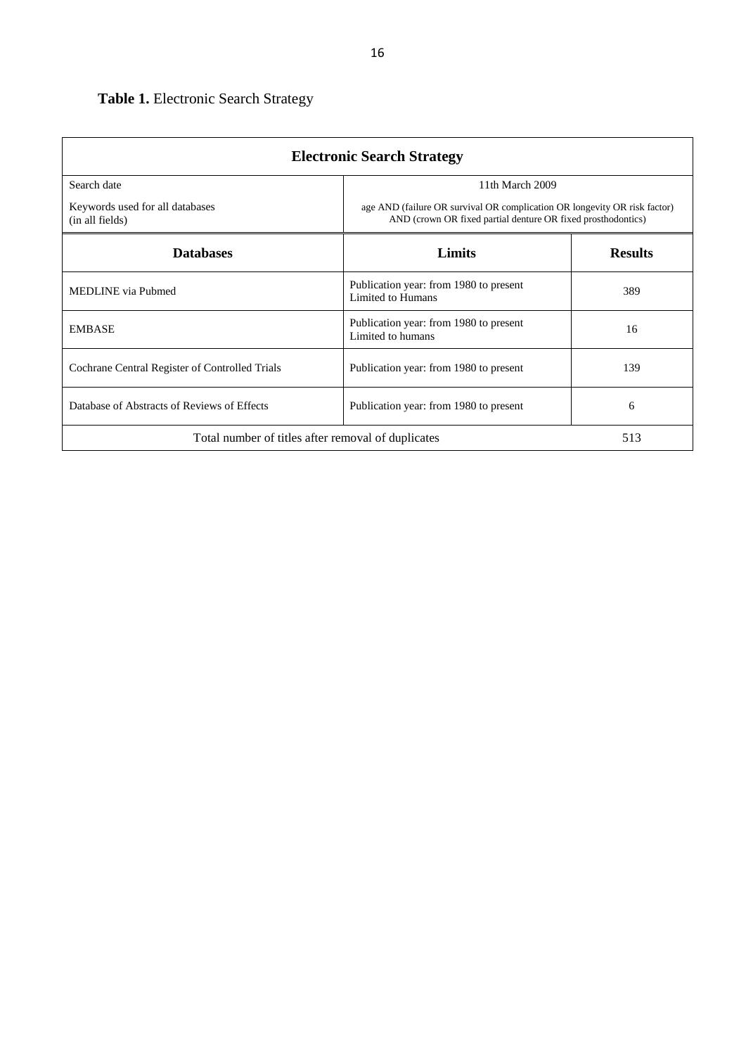**Table 1.** Electronic Search Strategy

| Electronic Search Strategy | | |
|---|---|---|
| Search date | 11th March 2009 | |
| Keywords used for all databases (in all fields) | age AND (failure OR survival OR complication OR longevity OR risk factor) AND (crown OR fixed partial denture OR fixed prosthodontics) | |
| **Databases** | **Limits** | **Results** |
| MEDLINE via Pubmed | Publication year: from 1980 to present Limited to Humans | 389 |
| EMBASE | Publication year: from 1980 to present Limited to humans | 16 |
| Cochrane Central Register of Controlled Trials | Publication year: from 1980 to present | 139 |
| Database of Abstracts of Reviews of Effects | Publication year: from 1980 to present | 6 |
| Total number of titles after removal of duplicates | | 513 |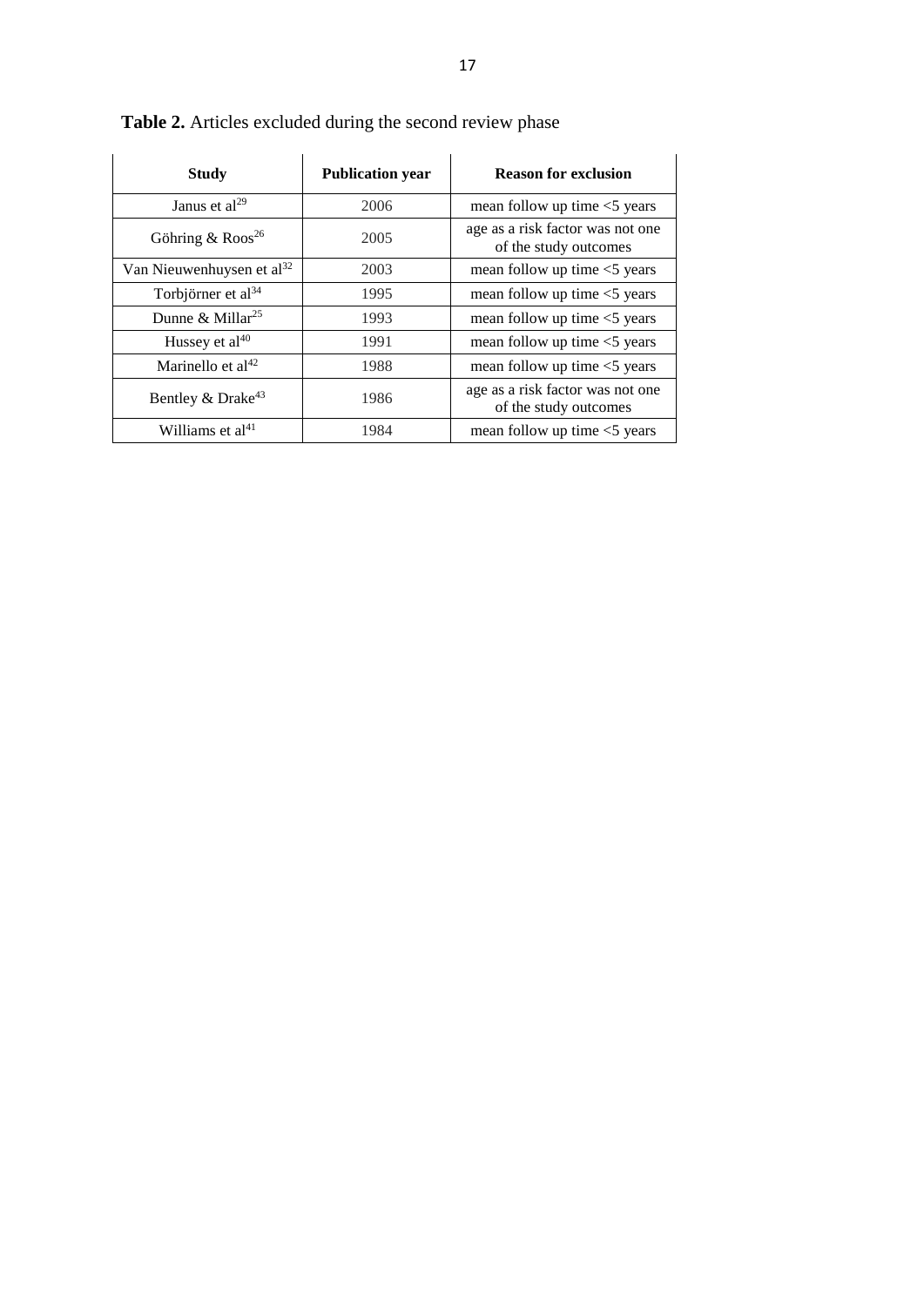**Table 2.** Articles excluded during the second review phase

| Study | Publication year | Reason for exclusion |
|---|---|---|
| Janus et al[29] | 2006 | mean follow up time <5 years |
| Göhring & Roos[26] | 2005 | age as a risk factor was not one of the study outcomes |
| Van Nieuwenhuysen et al[32] | 2003 | mean follow up time <5 years |
| Torbjörner et al[34] | 1995 | mean follow up time <5 years |
| Dunne & Millar[25] | 1993 | mean follow up time <5 years |
| Hussey et al[40] | 1991 | mean follow up time <5 years |
| Marinello et al[42] | 1988 | mean follow up time <5 years |
| Bentley & Drake[43] | 1986 | age as a risk factor was not one of the study outcomes |
| Williams et al[41] | 1984 | mean follow up time <5 years |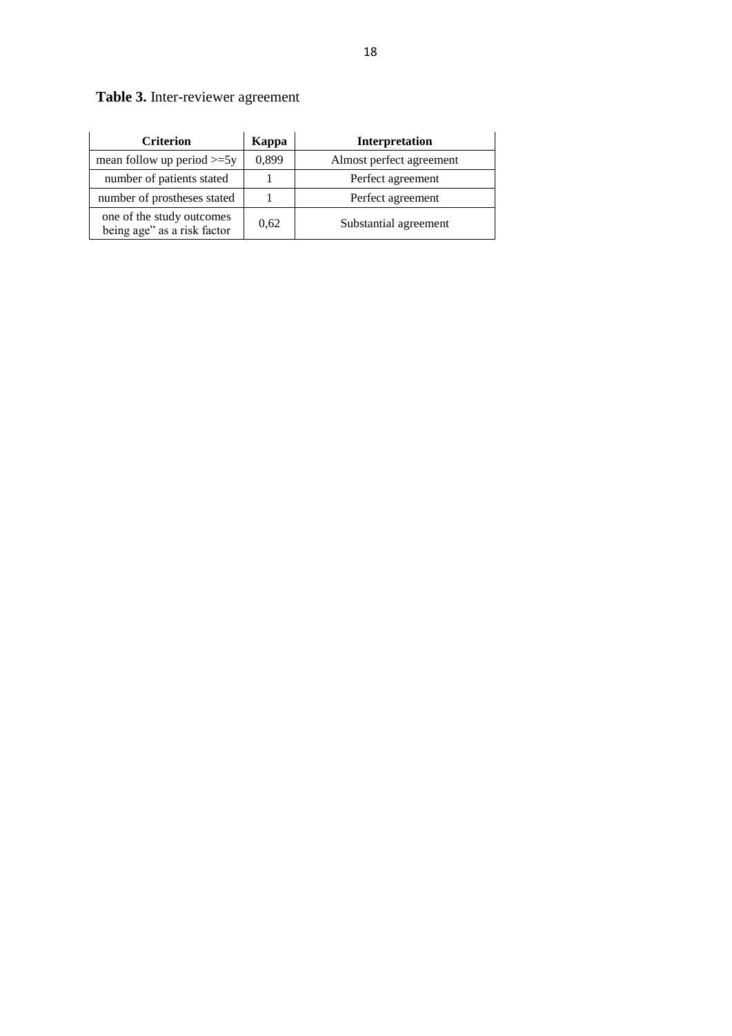**Table 3.** Inter-reviewer agreement

| Criterion | Kappa | Interpretation |
|---|---|---|
| mean follow up period >=5y | 0,899 | Almost perfect agreement |
| number of patients stated | 1 | Perfect agreement |
| number of prostheses stated | 1 | Perfect agreement |
| one of the study outcomes being age" as a risk factor | 0,62 | Substantial agreement |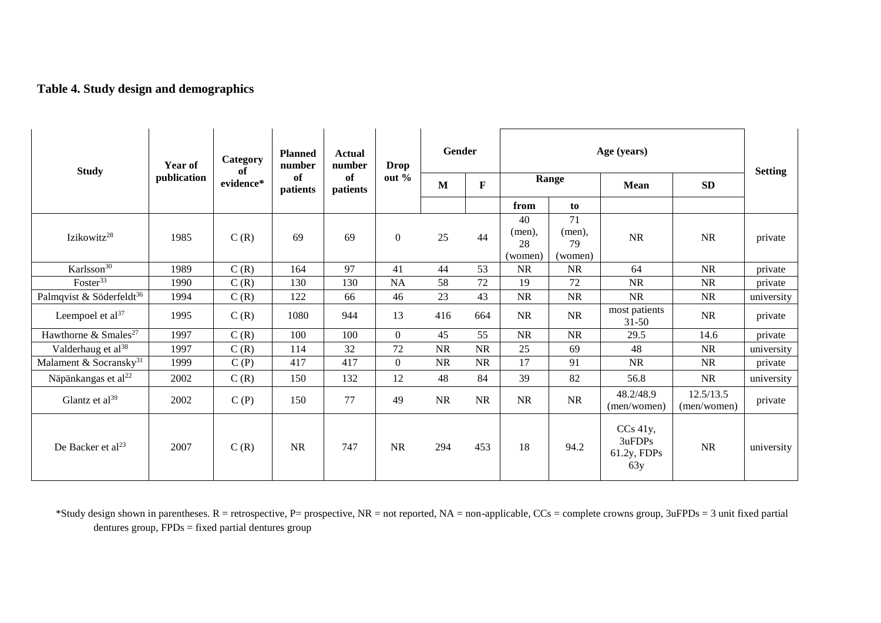**Table 4. Study design and demographics**

| Study | Year of publication | Category of evidence* | Planned number of patients | Actual number of patients | Drop out % | Gender | | Age (years) | | | | Setting |
|---|---|---|---|---|---|---|---|---|---|---|---|---|
| | | | | | | M | F | Range | | Mean | SD | |
| | | | | | | | | from | to | | | |
| Izikowitz[28] | 1985 | C (R) | 69 | 69 | 0 | 25 | 44 | 40 (men), 28 (women) | 71 (men), 79 (women) | NR | NR | private |
| Karlsson[30] | 1989 | C (R) | 164 | 97 | 41 | 44 | 53 | NR | NR | 64 | NR | private |
| Foster[33] | 1990 | C (R) | 130 | 130 | NA | 58 | 72 | 19 | 72 | NR | NR | private |
| Palmqvist & Söderfeldt[36] | 1994 | C (R) | 122 | 66 | 46 | 23 | 43 | NR | NR | NR | NR | university |
| Leempoel et al[37] | 1995 | C (R) | 1080 | 944 | 13 | 416 | 664 | NR | NR | most patients 31-50 | NR | private |
| Hawthorne & Smales[27] | 1997 | C (R) | 100 | 100 | 0 | 45 | 55 | NR | NR | 29.5 | 14.6 | private |
| Valderhaug et al[38] | 1997 | C (R) | 114 | 32 | 72 | NR | NR | 25 | 69 | 48 | NR | university |
| Malament & Socransky[31] | 1999 | C (P) | 417 | 417 | 0 | NR | NR | 17 | 91 | NR | NR | private |
| Näpänkangas et al[22] | 2002 | C (R) | 150 | 132 | 12 | 48 | 84 | 39 | 82 | 56.8 | NR | university |
| Glantz et al[39] | 2002 | C (P) | 150 | 77 | 49 | NR | NR | NR | NR | 48.2/48.9 (men/women) | 12.5/13.5 (men/women) | private |
| De Backer et al[23] | 2007 | C (R) | NR | 747 | NR | 294 | 453 | 18 | 94.2 | CCs 41y, 3uFDPs 61.2y, FDPs 63y | NR | university |

*Study design shown in parentheses. R = retrospective, P= prospective, NR = not reported, NA = non-applicable, CCs = complete crowns group, 3uFPDs = 3 unit fixed partial dentures group, FDPs = fixed partial dentures group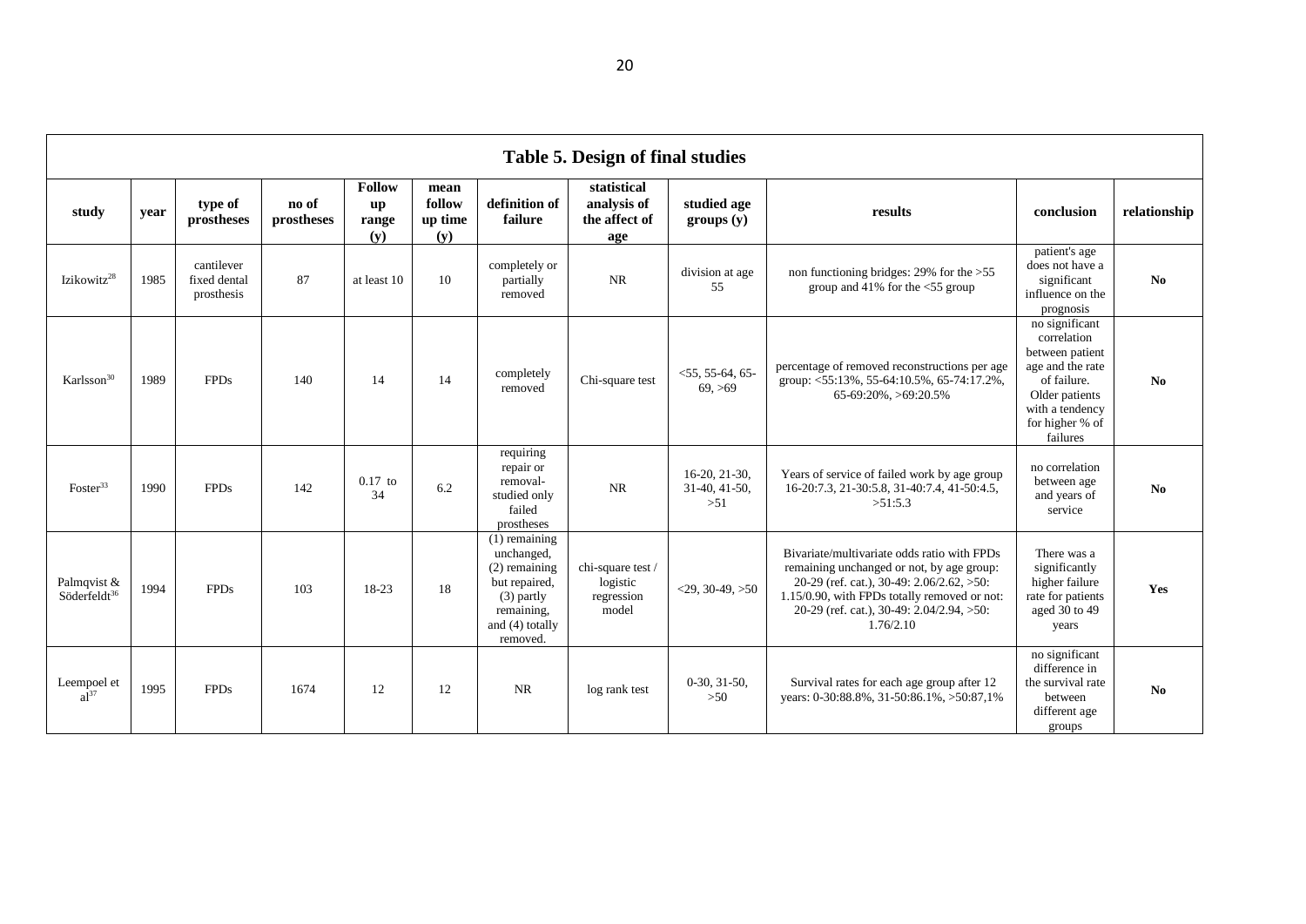**Table 5. Design of final studies**

| study | year | type of prostheses | no of prostheses | Follow up range (y) | mean follow up time (y) | definition of failure | statistical analysis of the affect of age | studied age groups (y) | results | conclusion | relationship |
|---|---|---|---|---|---|---|---|---|---|---|---|
| Izikowitz[28] | 1985 | cantilever fixed dental prosthesis | 87 | at least 10 | 10 | completely or partially removed | NR | division at age 55 | non functioning bridges: 29% for the >55 group and 41% for the <55 group | patient's age does not have a significant influence on the prognosis | **No** |
| Karlsson[30] | 1989 | FPDs | 140 | 14 | 14 | completely removed | Chi-square test | <55, 55-64, 65-69, >69 | percentage of removed reconstructions per age group: <55:13%, 55-64:10.5%, 65-74:17.2%, 65-69:20%, >69:20.5% | no significant correlation between patient age and the rate of failure. Older patients with a tendency for higher % of failures | **No** |
| Foster[33] | 1990 | FPDs | 142 | 0.17 to 34 | 6.2 | requiring repair or removal-studied only failed prostheses | NR | 16-20, 21-30, 31-40, 41-50, >51 | Years of service of failed work by age group 16-20:7.3, 21-30:5.8, 31-40:7.4, 41-50:4.5, >51:5.3 | no correlation between age and years of service | **No** |
| Palmqvist & Söderfeldt[36] | 1994 | FPDs | 103 | 18-23 | 18 | (1) remaining unchanged, (2) remaining but repaired, (3) partly remaining, and (4) totally removed. | chi-square test / logistic regression model | <29, 30-49, >50 | Bivariate/multivariate odds ratio with FPDs remaining unchanged or not, by age group: 20-29 (ref. cat.), 30-49: 2.06/2.62, >50: 1.15/0.90, with FPDs totally removed or not: 20-29 (ref. cat.), 30-49: 2.04/2.94, >50: 1.76/2.10 | There was a significantly higher failure rate for patients aged 30 to 49 years | **Yes** |
| Leempoel et al[37] | 1995 | FPDs | 1674 | 12 | 12 | NR | log rank test | 0-30, 31-50, >50 | Survival rates for each age group after 12 years: 0-30:88.8%, 31-50:86.1%, >50:87,1% | no significant difference in the survival rate between different age groups | **No** |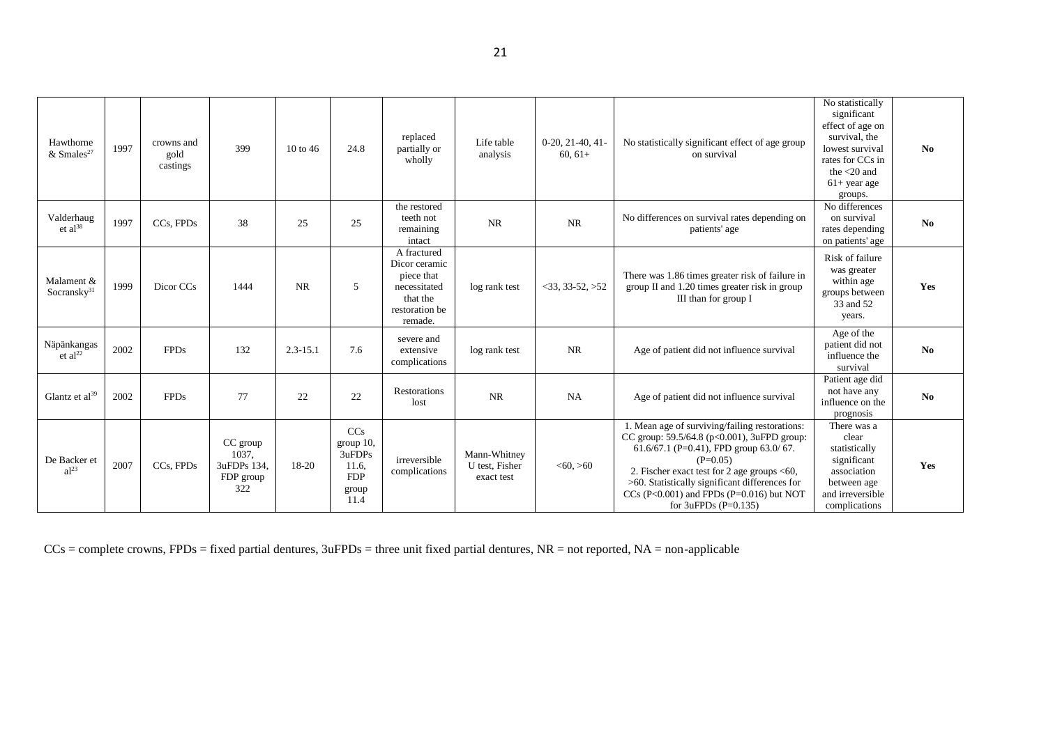| | | | | | | | | | | | |
|---|---|---|---|---|---|---|---|---|---|---|---|
| Hawthorne & Smales[27] | 1997 | crowns and gold castings | 399 | 10 to 46 | 24.8 | replaced partially or wholly | Life table analysis | 0-20, 21-40, 41-60, 61+ | No statistically significant effect of age group on survival | No statistically significant effect of age on survival, the lowest survival rates for CCs in the <20 and 61+ year age groups. | **No** |
| Valderhaug et al[38] | 1997 | CCs, FPDs | 38 | 25 | 25 | the restored teeth not remaining intact | NR | NR | No differences on survival rates depending on patients' age | No differences on survival rates depending on patients' age | **No** |
| Malament & Socransky[31] | 1999 | Dicor CCs | 1444 | NR | 5 | A fractured Dicor ceramic piece that necessitated that the restoration be remade. | log rank test | <33, 33-52, >52 | There was 1.86 times greater risk of failure in group II and 1.20 times greater risk in group III than for group I | Risk of failure was greater within age groups between 33 and 52 years. | **Yes** |
| Näpänkangas et al[22] | 2002 | FPDs | 132 | 2.3-15.1 | 7.6 | severe and extensive complications | log rank test | NR | Age of patient did not influence survival | Age of the patient did not influence the survival | **No** |
| Glantz et al[39] | 2002 | FPDs | 77 | 22 | 22 | Restorations lost | NR | NA | Age of patient did not influence survival | Patient age did not have any influence on the prognosis | **No** |
| De Backer et al[23] | 2007 | CCs, FPDs | CC group 1037, 3uFDPs 134, FDP group 322 | 18-20 | CCs group 10, 3uFDPs 11.6, FDP group 11.4 | irreversible complications | Mann-Whitney U test, Fisher exact test | <60, >60 | 1. Mean age of surviving/failing restorations: CC group: 59.5/64.8 (p<0.001), 3uFPD group: 61.6/67.1 (P=0.41), FPD group 63.0/ 67. (P=0.05)<br>2. Fischer exact test for 2 age groups <60, >60. Statistically significant differences for CCs (P<0.001) and FPDs (P=0.016) but NOT for 3uFPDs (P=0.135) | There was a clear statistically significant association between age and irreversible complications | **Yes** |

CCs = complete crowns, FPDs = fixed partial dentures, 3uFPDs = three unit fixed partial dentures, NR = not reported, NA = non-applicable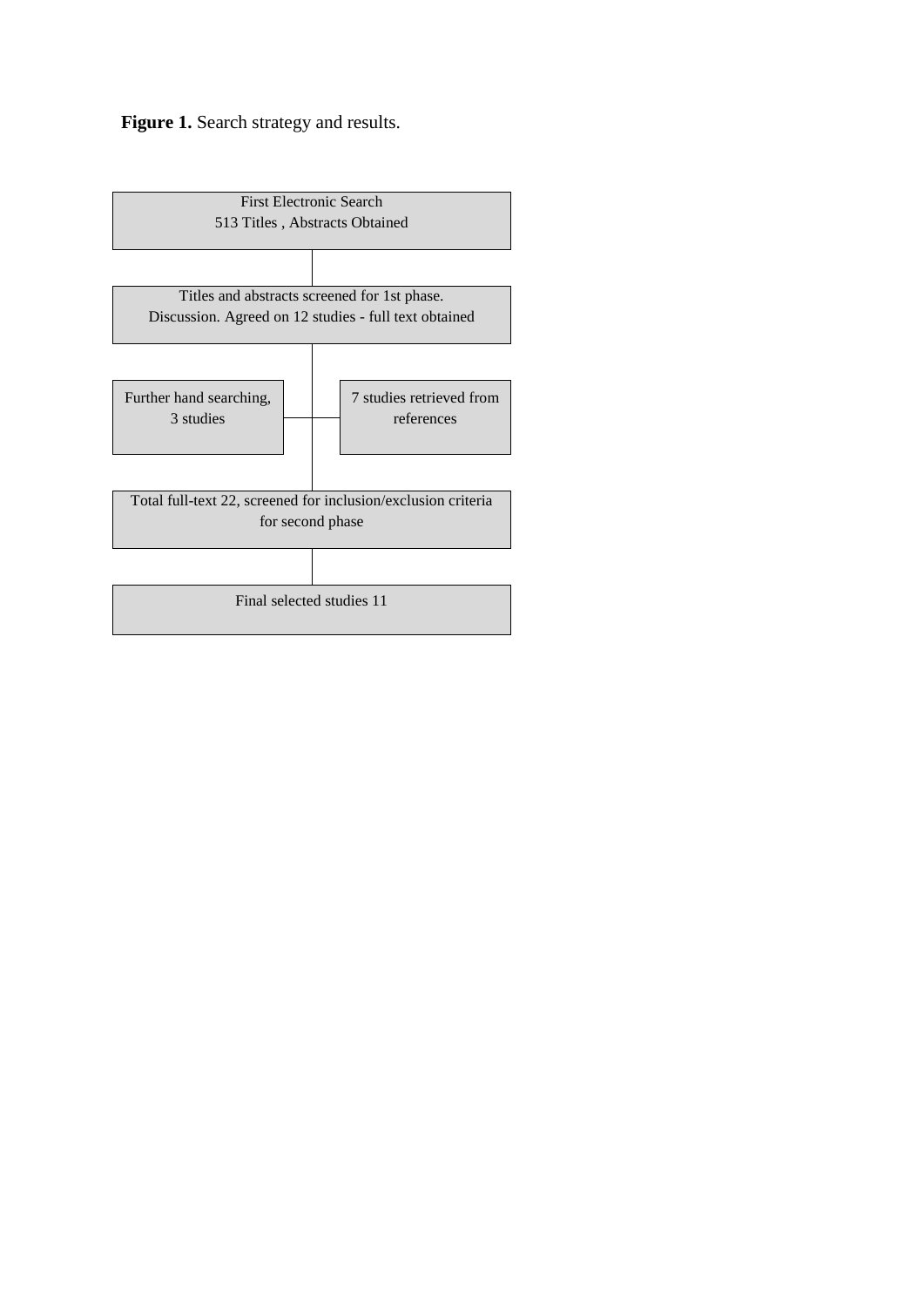**Figure 1.** Search strategy and results.

First Electronic Search
513 Titles , Abstracts Obtained

Titles and abstracts screened for 1st phase.
Discussion. Agreed on 12 studies - full text obtained

Further hand searching, 3 studies

7 studies retrieved from references

Total full-text 22, screened for inclusion/exclusion criteria for second phase

Final selected studies 11